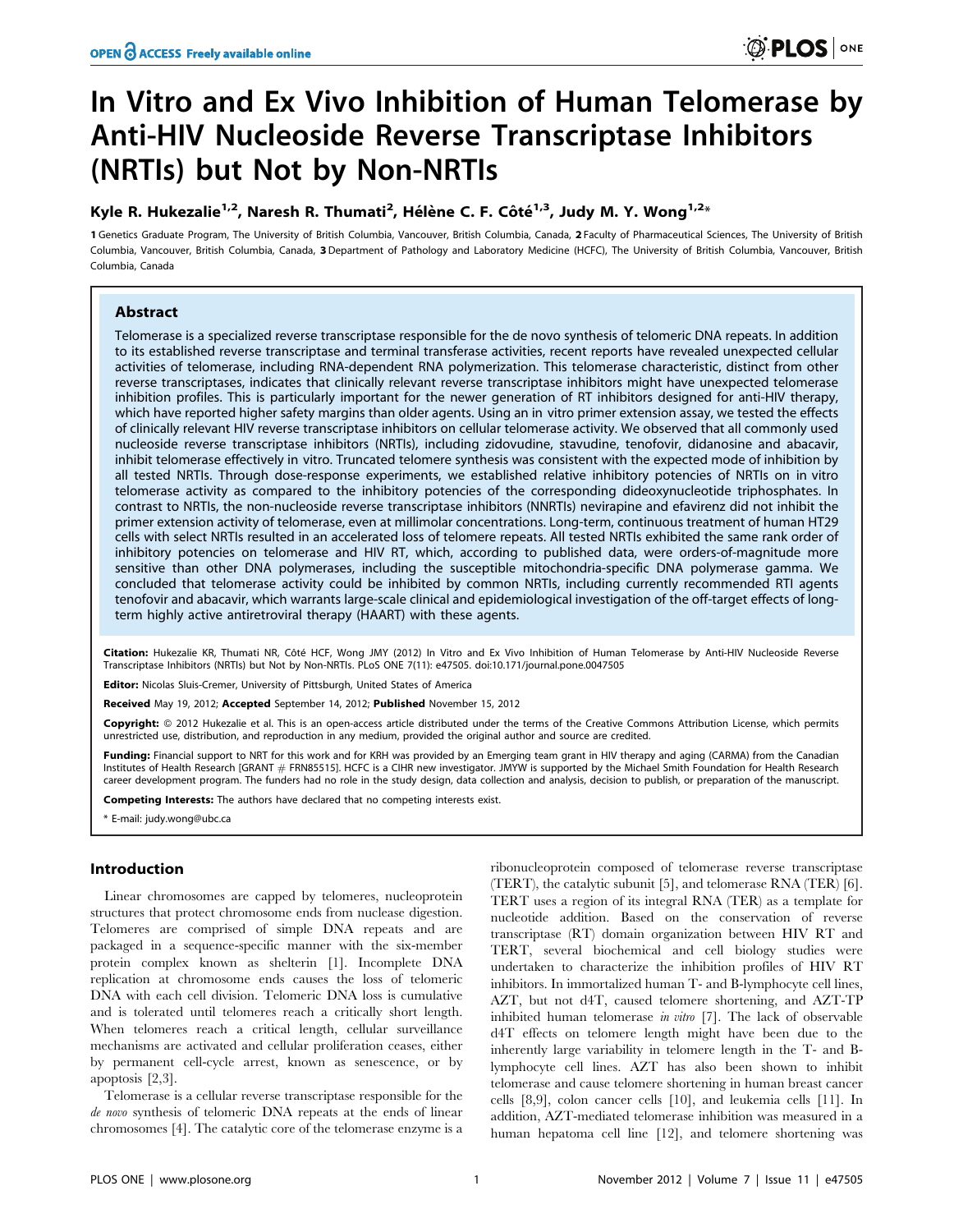# In Vitro and Ex Vivo Inhibition of Human Telomerase by Anti-HIV Nucleoside Reverse Transcriptase Inhibitors (NRTIs) but Not by Non-NRTIs

**Kyle R. Hukezalie[1,2], Naresh R. Thumati[2], Hélène C. F. Côté[1,3], Judy M. Y. Wong[1,2]***

**1** Genetics Graduate Program, The University of British Columbia, Vancouver, British Columbia, Canada, **2** Faculty of Pharmaceutical Sciences, The University of British Columbia, Vancouver, British Columbia, Canada, **3** Department of Pathology and Laboratory Medicine (HCFC), The University of British Columbia, Vancouver, British Columbia, Canada

## Abstract

Telomerase is a specialized reverse transcriptase responsible for the de novo synthesis of telomeric DNA repeats. In addition to its established reverse transcriptase and terminal transferase activities, recent reports have revealed unexpected cellular activities of telomerase, including RNA-dependent RNA polymerization. This telomerase characteristic, distinct from other reverse transcriptases, indicates that clinically relevant reverse transcriptase inhibitors might have unexpected telomerase inhibition profiles. This is particularly important for the newer generation of RT inhibitors designed for anti-HIV therapy, which have reported higher safety margins than older agents. Using an in vitro primer extension assay, we tested the effects of clinically relevant HIV reverse transcriptase inhibitors on cellular telomerase activity. We observed that all commonly used nucleoside reverse transcriptase inhibitors (NRTIs), including zidovudine, stavudine, tenofovir, didanosine and abacavir, inhibit telomerase effectively in vitro. Truncated telomere synthesis was consistent with the expected mode of inhibition by all tested NRTIs. Through dose-response experiments, we established relative inhibitory potencies of NRTIs on in vitro telomerase activity as compared to the inhibitory potencies of the corresponding dideoxynucleotide triphosphates. In contrast to NRTIs, the non-nucleoside reverse transcriptase inhibitors (NNRTIs) nevirapine and efavirenz did not inhibit the primer extension activity of telomerase, even at millimolar concentrations. Long-term, continuous treatment of human HT29 cells with select NRTIs resulted in an accelerated loss of telomere repeats. All tested NRTIs exhibited the same rank order of inhibitory potencies on telomerase and HIV RT, which, according to published data, were orders-of-magnitude more sensitive than other DNA polymerases, including the susceptible mitochondria-specific DNA polymerase gamma. We concluded that telomerase activity could be inhibited by common NRTIs, including currently recommended RTI agents tenofovir and abacavir, which warrants large-scale clinical and epidemiological investigation of the off-target effects of long-term highly active antiretroviral therapy (HAART) with these agents.

**Citation:** Hukezalie KR, Thumati NR, Côté HCF, Wong JMY (2012) In Vitro and Ex Vivo Inhibition of Human Telomerase by Anti-HIV Nucleoside Reverse Transcriptase Inhibitors (NRTIs) but Not by Non-NRTIs. PLoS ONE 7(11): e47505. doi:10.1371/journal.pone.0047505

**Editor:** Nicolas Sluis-Cremer, University of Pittsburgh, United States of America

**Received** May 19, 2012; **Accepted** September 14, 2012; **Published** November 15, 2012

**Copyright:** © 2012 Hukezalie et al. This is an open-access article distributed under the terms of the Creative Commons Attribution License, which permits unrestricted use, distribution, and reproduction in any medium, provided the original author and source are credited.

**Funding:** Financial support to NRT for this work and for KRH was provided by an Emerging team grant in HIV therapy and aging (CARMA) from the Canadian Institutes of Health Research [GRANT # FRN85515]. HCFC is a CIHR new investigator. JMYW is supported by the Michael Smith Foundation for Health Research career development program. The funders had no role in the study design, data collection and analysis, decision to publish, or preparation of the manuscript.

**Competing Interests:** The authors have declared that no competing interests exist.

\* E-mail: judy.wong@ubc.ca

## Introduction

Linear chromosomes are capped by telomeres, nucleoprotein structures that protect chromosome ends from nuclease digestion. Telomeres are comprised of simple DNA repeats and are packaged in a sequence-specific manner with the six-member protein complex known as shelterin [1]. Incomplete DNA replication at chromosome ends causes the loss of telomeric DNA with each cell division. Telomeric DNA loss is cumulative and is tolerated until telomeres reach a critically short length. When telomeres reach a critical length, cellular surveillance mechanisms are activated and cellular proliferation ceases, either by permanent cell-cycle arrest, known as senescence, or by apoptosis [2,3].

Telomerase is a cellular reverse transcriptase responsible for the *de novo* synthesis of telomeric DNA repeats at the ends of linear chromosomes [4]. The catalytic core of the telomerase enzyme is a ribonucleoprotein composed of telomerase reverse transcriptase (TERT), the catalytic subunit [5], and telomerase RNA (TER) [6]. TERT uses a region of its integral RNA (TER) as a template for nucleotide addition. Based on the conservation of reverse transcriptase (RT) domain organization between HIV RT and TERT, several biochemical and cell biology studies were undertaken to characterize the inhibition profiles of HIV RT inhibitors. In immortalized human T- and B-lymphocyte cell lines, AZT, but not d4T, caused telomere shortening, and AZT-TP inhibited human telomerase *in vitro* [7]. The lack of observable d4T effects on telomere length might have been due to the inherently large variability in telomere length in the T- and B-lymphocyte cell lines. AZT has also been shown to inhibit telomerase and cause telomere shortening in human breast cancer cells [8,9], colon cancer cells [10], and leukemia cells [11]. In addition, AZT-mediated telomerase inhibition was measured in a human hepatoma cell line [12], and telomere shortening was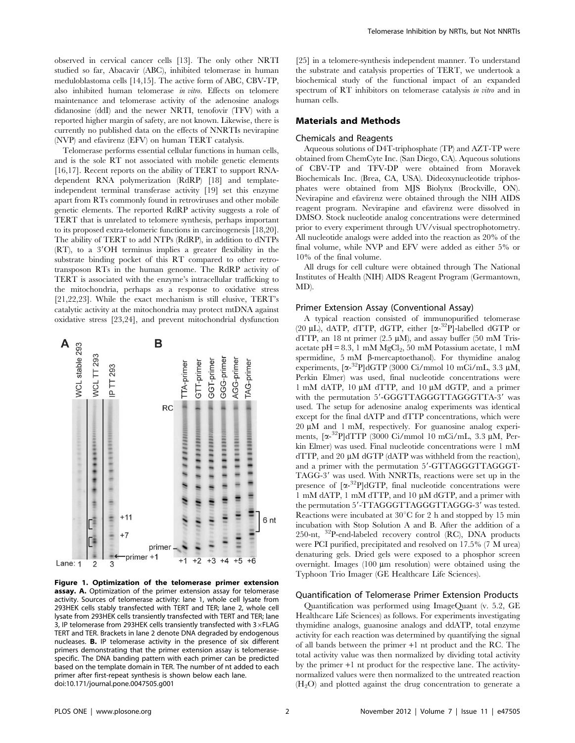observed in cervical cancer cells [13]. The only other NRTI studied so far, Abacavir (ABC), inhibited telomerase in human meduloblastoma cells [14,15]. The active form of ABC, CBV-TP, also inhibited human telomerase *in vitro*. Effects on telomere maintenance and telomerase activity of the adenosine analogs didanosine (ddI) and the newer NRTI, tenofovir (TFV) with a reported higher margin of safety, are not known. Likewise, there is currently no published data on the effects of NNRTIs nevirapine (NVP) and efavirenz (EFV) on human TERT catalysis.

Telomerase performs essential cellular functions in human cells, and is the sole RT not associated with mobile genetic elements [16,17]. Recent reports on the ability of TERT to support RNA-dependent RNA polymerization (RdRP) [18] and template-independent terminal transferase activity [19] set this enzyme apart from RTs commonly found in retroviruses and other mobile genetic elements. The reported RdRP activity suggests a role of TERT that is unrelated to telomere synthesis, perhaps important to its proposed extra-telomeric functions in carcinogenesis [18,20]. The ability of TERT to add NTPs (RdRP), in addition to dNTPs (RT), to a 3′OH terminus implies a greater flexibility in the substrate binding pocket of this RT compared to other retrotransposon RTs in the human genome. The RdRP activity of TERT is associated with the enzyme's intracellular trafficking to the mitochondria, perhaps as a response to oxidative stress [21,22,23]. While the exact mechanism is still elusive, TERT's catalytic activity at the mitochondria may protect mtDNA against oxidative stress [23,24], and prevent mitochondrial dysfunction [25] in a telomere-synthesis independent manner. To understand the substrate and catalysis properties of TERT, we undertook a biochemical study of the functional impact of an expanded spectrum of RT inhibitors on telomerase catalysis *in vitro* and in human cells.

**Figure 1. Optimization of the telomerase primer extension assay. A.** Optimization of the primer extension assay for telomerase activity. Sources of telomerase activity: lane 1, whole cell lysate from 293HEK cells stably transfected with TERT and TER; lane 2, whole cell lysate from 293HEK cells transiently transfected with TERT and TER; lane 3, IP telomerase from 293HEK cells transiently transfected with 3×FLAG TERT and TER. Brackets in lane 2 denote DNA degraded by endogenous nucleases. **B.** IP telomerase activity in the presence of six different primers demonstrating that the primer extension assay is telomerase-specific. The DNA banding pattern with each primer can be predicted based on the template domain in TER. The number of nt added to each primer after first-repeat synthesis is shown below each lane.
doi:10.171/journal.pone.0047505.g001

## Materials and Methods

### Chemicals and Reagents

Aqueous solutions of D4T-triphosphate (TP) and AZT-TP were obtained from ChemCyte Inc. (San Diego, CA). Aqueous solutions of CBV-TP and TFV-DP were obtained from Moravek Biochemicals Inc. (Brea, CA, USA). Dideoxynucleotide triphosphates were obtained from MJS Biolynx (Brockville, ON). Nevirapine and efavirenz were obtained through the NIH AIDS reagent program. Nevirapine and efavirenz were dissolved in DMSO. Stock nucleotide analog concentrations were determined prior to every experiment through UV/visual spectrophotometry. All nucleotide analogs were added into the reaction as 20% of the final volume, while NVP and EFV were added as either 5% or 10% of the final volume.

All drugs for cell culture were obtained through The National Institutes of Health (NIH) AIDS Reagent Program (Germantown, MD).

### Primer Extension Assay (Conventional Assay)

A typical reaction consisted of immunopurified telomerase (20 µL), dATP, dTTP, dGTP, either [α-$^{32}$P]-labelled dGTP or dTTP, an 18 nt primer (2.5 µM), and assay buffer (50 mM Tris-acetate pH = 8.3, 1 mM $MgCl_2$, 50 mM Potassium acetate, 1 mM spermidine, 5 mM β-mercaptoethanol). For thymidine analog experiments, [α-$^{32}$P]dGTP (3000 Ci/mmol 10 mCi/mL, 3.3 µM, Perkin Elmer) was used, final nucleotide concentrations were 1 mM dATP, 10 µM dTTP, and 10 µM dGTP, and a primer with the permutation 5′-GGGTTAGGGTTAGGGTTA-3′ was used. The setup for adenosine analog experiments was identical except for the final dATP and dTTP concentrations, which were 20 µM and 1 mM, respectively. For guanosine analog experiments, [α-$^{32}$P]dTTP (3000 Ci/mmol 10 mCi/mL, 3.3 µM, Perkin Elmer) was used. Final nucleotide concentrations were 1 mM dTTP, and 20 µM dGTP (dATP was withheld from the reaction), and a primer with the permutation 5′-GTTAGGGTTAGGGT-TAGG-3′ was used. With NNRTIs, reactions were set up in the presence of [α-$^{32}$P]dGTP, final nucleotide concentrations were 1 mM dATP, 1 mM dTTP, and 10 µM dGTP, and a primer with the permutation 5′-TTAGGGTTAGGGTTAGGG-3′ was tested. Reactions were incubated at 30°C for 2 h and stopped by 15 min incubation with Stop Solution A and B. After the addition of a 250-nt, $^{32}$P-end-labeled recovery control (RC), DNA products were PCI purified, precipitated and resolved on 17.5% (7 M urea) denaturing gels. Dried gels were exposed to a phosphor screen overnight. Images (100 µm resolution) were obtained using the Typhoon Trio Imager (GE Healthcare Life Sciences).

### Quantification of Telomerase Primer Extension Products

Quantification was performed using ImageQuant (v. 5.2, GE Healthcare Life Sciences) as follows. For experiments investigating thymidine analogs, guanosine analogs and ddATP, total enzyme activity for each reaction was determined by quantifying the signal of all bands between the primer +1 nt product and the RC. The total activity value was then normalized by dividing total activity by the primer +1 nt product for the respective lane. The activity-normalized values were then normalized to the untreated reaction ($H_2O$) and plotted against the drug concentration to generate a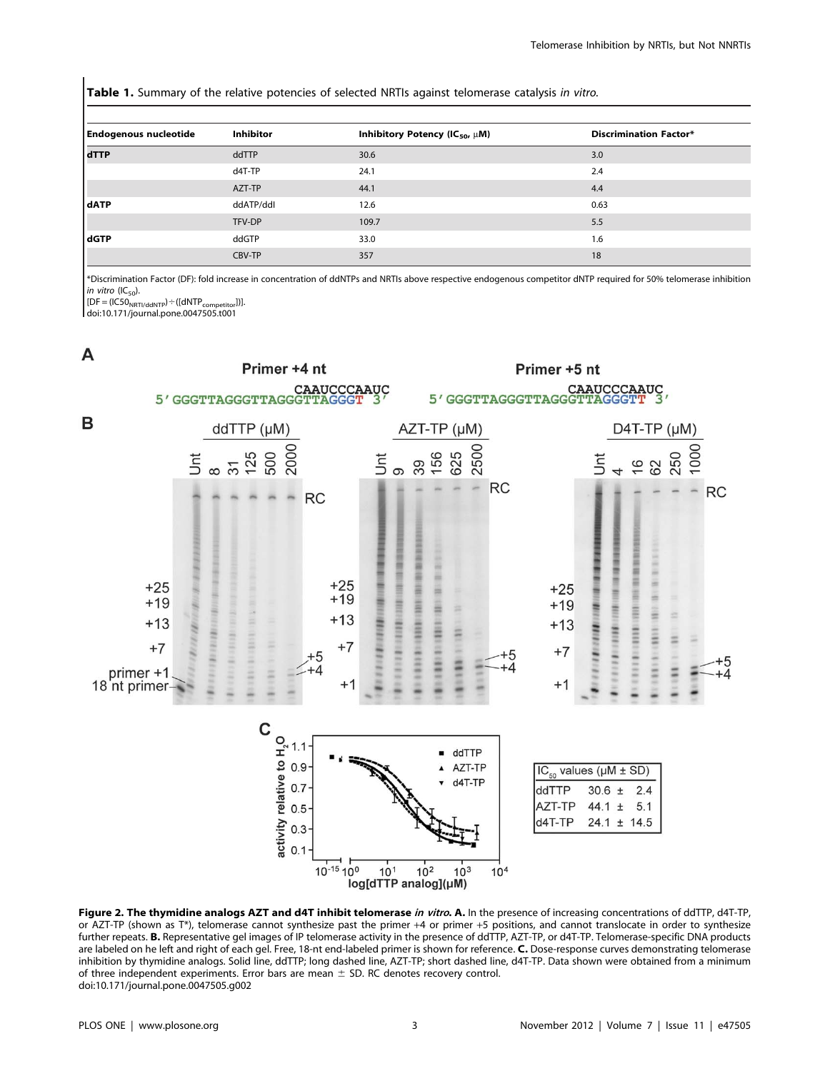**Table 1.** Summary of the relative potencies of selected NRTIs against telomerase catalysis *in vitro*.

| Endogenous nucleotide | Inhibitor | Inhibitory Potency ($IC_{50}$, μM) | Discrimination Factor* |
|---|---|---|---|
| **dTTP** | ddTTP | 30.6 | 3.0 |
| | d4T-TP | 24.1 | 2.4 |
| | AZT-TP | 44.1 | 4.4 |
| **dATP** | ddATP/ddI | 12.6 | 0.63 |
| | TFV-DP | 109.7 | 5.5 |
| **dGTP** | ddGTP | 33.0 | 1.6 |
| | CBV-TP | 357 | 18 |

*Discrimination Factor (DF): fold increase in concentration of ddNTPs and NRTIs above respective endogenous competitor dNTP required for 50% telomerase inhibition *in vitro* ($IC_{50}$).
[$DF = (IC50_{NRTI/ddNTP}) \div ([dNTP_{competitor}])$].
doi:10.171/journal.pone.0047505.t001

**Figure 2. The thymidine analogs AZT and d4T inhibit telomerase *in vitro*. A.** In the presence of increasing concentrations of ddTTP, d4T-TP, or AZT-TP (shown as T*), telomerase cannot synthesize past the primer +4 or primer +5 positions, and cannot translocate in order to synthesize further repeats. **B.** Representative gel images of IP telomerase activity in the presence of ddTTP, AZT-TP, or d4T-TP. Telomerase-specific DNA products are labeled on he left and right of each gel. Free, 18-nt end-labeled primer is shown for reference. **C.** Dose-response curves demonstrating telomerase inhibition by thymidine analogs. Solid line, ddTTP; long dashed line, AZT-TP; short dashed line, d4T-TP. Data shown were obtained from a minimum of three independent experiments. Error bars are mean ± SD. RC denotes recovery control.
doi:10.171/journal.pone.0047505.g002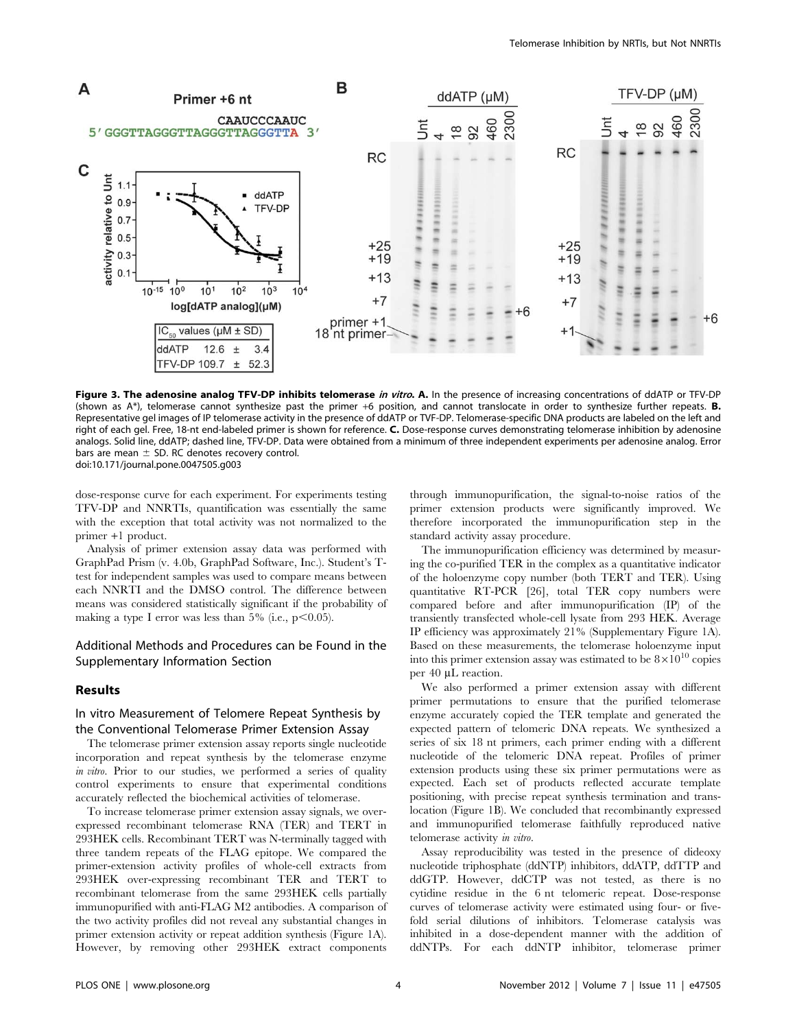**Figure 3. The adenosine analog TFV-DP inhibits telomerase *in vitro*. A.** In the presence of increasing concentrations of ddATP or TFV-DP (shown as A*), telomerase cannot synthesize past the primer +6 position, and cannot translocate in order to synthesize further repeats. **B.** Representative gel images of IP telomerase activity in the presence of ddATP or TVF-DP. Telomerase-specific DNA products are labeled on the left and right of each gel. Free, 18-nt end-labeled primer is shown for reference. **C.** Dose-response curves demonstrating telomerase inhibition by adenosine analogs. Solid line, ddATP; dashed line, TFV-DP. Data were obtained from a minimum of three independent experiments per adenosine analog. Error bars are mean ± SD. RC denotes recovery control.
doi:10.171/journal.pone.0047505.g003

dose-response curve for each experiment. For experiments testing TFV-DP and NNRTIs, quantification was essentially the same with the exception that total activity was not normalized to the primer +1 product.

Analysis of primer extension assay data was performed with GraphPad Prism (v. 4.0b, GraphPad Software, Inc.). Student's T-test for independent samples was used to compare means between each NNRTI and the DMSO control. The difference between means was considered statistically significant if the probability of making a type I error was less than 5% (i.e., $p<0.05$).

## Additional Methods and Procedures can be Found in the Supplementary Information Section

## Results

### In vitro Measurement of Telomere Repeat Synthesis by the Conventional Telomerase Primer Extension Assay

The telomerase primer extension assay reports single nucleotide incorporation and repeat synthesis by the telomerase enzyme *in vitro*. Prior to our studies, we performed a series of quality control experiments to ensure that experimental conditions accurately reflected the biochemical activities of telomerase.

To increase telomerase primer extension assay signals, we over-expressed recombinant telomerase RNA (TER) and TERT in 293HEK cells. Recombinant TERT was N-terminally tagged with three tandem repeats of the FLAG epitope. We compared the primer-extension activity profiles of whole-cell extracts from 293HEK over-expressing recombinant TER and TERT to recombinant telomerase from the same 293HEK cells partially immunopurified with anti-FLAG M2 antibodies. A comparison of the two activity profiles did not reveal any substantial changes in primer extension activity or repeat addition synthesis (Figure 1A). However, by removing other 293HEK extract components through immunopurification, the signal-to-noise ratios of the primer extension products were significantly improved. We therefore incorporated the immunopurification step in the standard activity assay procedure.

The immunopurification efficiency was determined by measuring the co-purified TER in the complex as a quantitative indicator of the holoenzyme copy number (both TERT and TER). Using quantitative RT-PCR [26], total TER copy numbers were compared before and after immunopurification (IP) of the transiently transfected whole-cell lysate from 293 HEK. Average IP efficiency was approximately 21% (Supplementary Figure 1A). Based on these measurements, the telomerase holoenzyme input into this primer extension assay was estimated to be $8\times10^{10}$ copies per 40 µL reaction.

We also performed a primer extension assay with different primer permutations to ensure that the purified telomerase enzyme accurately copied the TER template and generated the expected pattern of telomeric DNA repeats. We synthesized a series of six 18 nt primers, each primer ending with a different nucleotide of the telomeric DNA repeat. Profiles of primer extension products using these six primer permutations were as expected. Each set of products reflected accurate template positioning, with precise repeat synthesis termination and translocation (Figure 1B). We concluded that recombinantly expressed and immunopurified telomerase faithfully reproduced native telomerase activity *in vitro*.

Assay reproducibility was tested in the presence of dideoxy nucleotide triphosphate (ddNTP) inhibitors, ddATP, ddTTP and ddGTP. However, ddCTP was not tested, as there is no cytidine residue in the 6 nt telomeric repeat. Dose-response curves of telomerase activity were estimated using four- or five-fold serial dilutions of inhibitors. Telomerase catalysis was inhibited in a dose-dependent manner with the addition of ddNTPs. For each ddNTP inhibitor, telomerase primer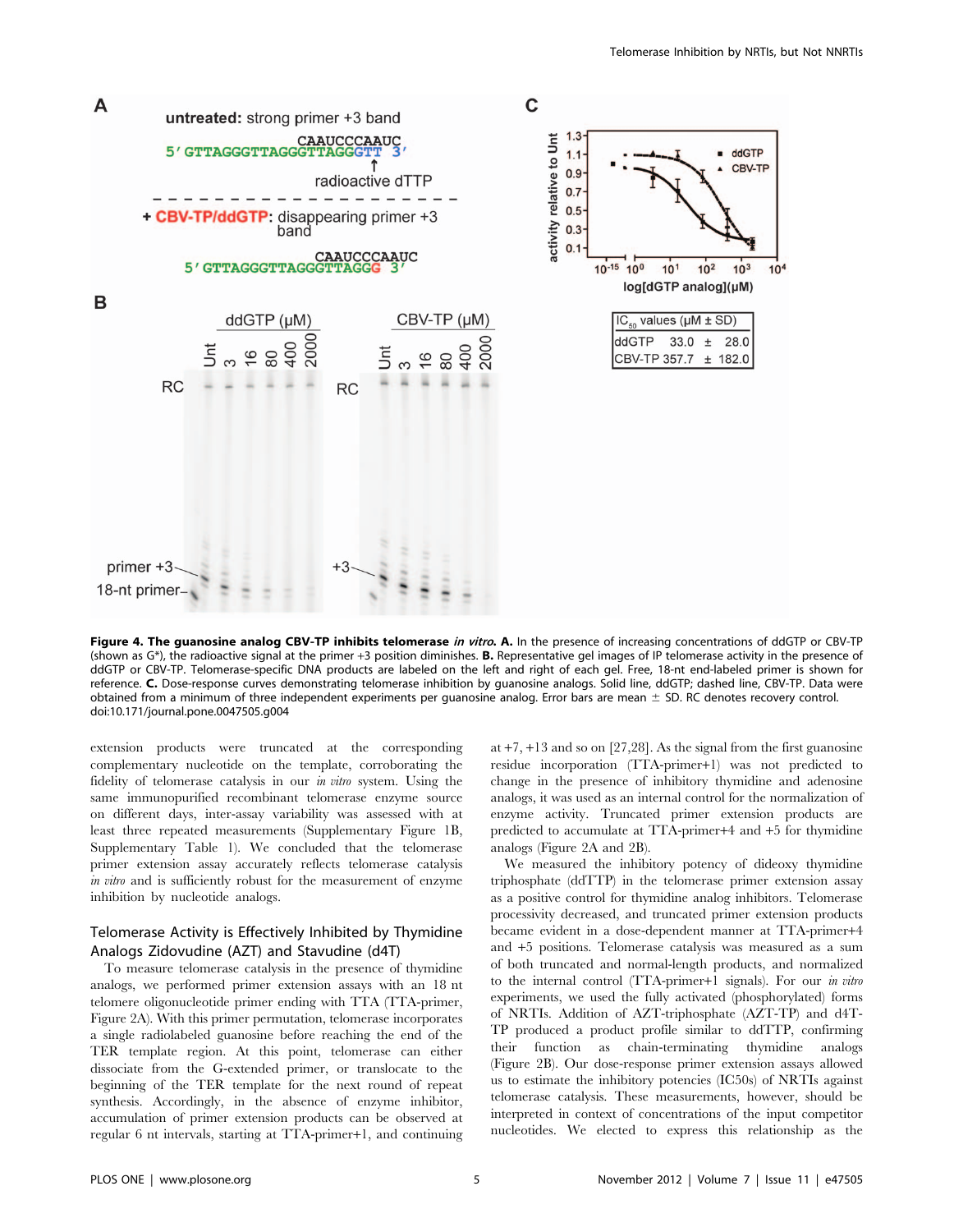**Figure 4. The guanosine analog CBV-TP inhibits telomerase *in vitro*. A.** In the presence of increasing concentrations of ddGTP or CBV-TP (shown as G*), the radioactive signal at the primer +3 position diminishes. **B.** Representative gel images of IP telomerase activity in the presence of ddGTP or CBV-TP. Telomerase-specific DNA products are labeled on the left and right of each gel. Free, 18-nt end-labeled primer is shown for reference. **C.** Dose-response curves demonstrating telomerase inhibition by guanosine analogs. Solid line, ddGTP; dashed line, CBV-TP. Data were obtained from a minimum of three independent experiments per guanosine analog. Error bars are mean ± SD. RC denotes recovery control.
doi:10.171/journal.pone.0047505.g004

extension products were truncated at the corresponding complementary nucleotide on the template, corroborating the fidelity of telomerase catalysis in our *in vitro* system. Using the same immunopurified recombinant telomerase enzyme source on different days, inter-assay variability was assessed with at least three repeated measurements (Supplementary Figure 1B, Supplementary Table 1). We concluded that the telomerase primer extension assay accurately reflects telomerase catalysis *in vitro* and is sufficiently robust for the measurement of enzyme inhibition by nucleotide analogs.

## Telomerase Activity is Effectively Inhibited by Thymidine Analogs Zidovudine (AZT) and Stavudine (d4T)

To measure telomerase catalysis in the presence of thymidine analogs, we performed primer extension assays with an 18 nt telomere oligonucleotide primer ending with TTA (TTA-primer, Figure 2A). With this primer permutation, telomerase incorporates a single radiolabeled guanosine before reaching the end of the TER template region. At this point, telomerase can either dissociate from the G-extended primer, or translocate to the beginning of the TER template for the next round of repeat synthesis. Accordingly, in the absence of enzyme inhibitor, accumulation of primer extension products can be observed at regular 6 nt intervals, starting at TTA-primer+1, and continuing at +7, +13 and so on [27,28]. As the signal from the first guanosine residue incorporation (TTA-primer+1) was not predicted to change in the presence of inhibitory thymidine and adenosine analogs, it was used as an internal control for the normalization of enzyme activity. Truncated primer extension products are predicted to accumulate at TTA-primer+4 and +5 for thymidine analogs (Figure 2A and 2B).

We measured the inhibitory potency of dideoxy thymidine triphosphate (ddTTP) in the telomerase primer extension assay as a positive control for thymidine analog inhibitors. Telomerase processivity decreased, and truncated primer extension products became evident in a dose-dependent manner at TTA-primer+4 and +5 positions. Telomerase catalysis was measured as a sum of both truncated and normal-length products, and normalized to the internal control (TTA-primer+1 signals). For our *in vitro* experiments, we used the fully activated (phosphorylated) forms of NRTIs. Addition of AZT-triphosphate (AZT-TP) and d4T-TP produced a product profile similar to ddTTP, confirming their function as chain-terminating thymidine analogs (Figure 2B). Our dose-response primer extension assays allowed us to estimate the inhibitory potencies (IC50s) of NRTIs against telomerase catalysis. These measurements, however, should be interpreted in context of concentrations of the input competitor nucleotides. We elected to express this relationship as the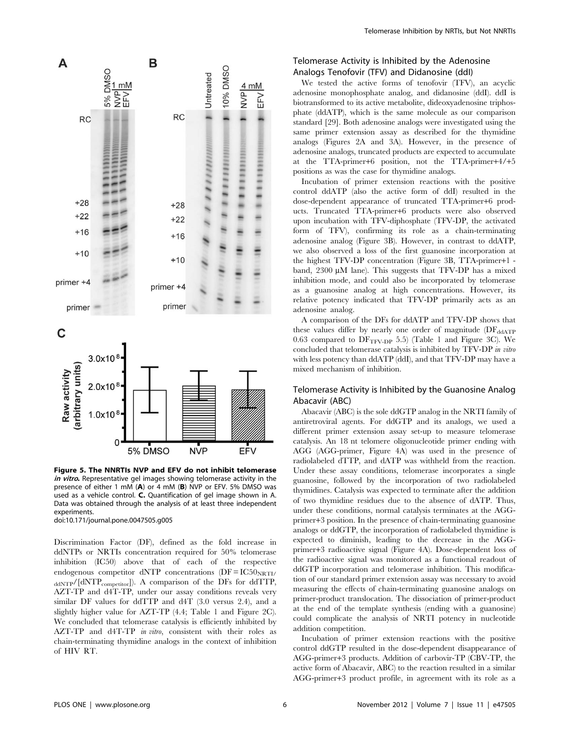**Figure 5. The NNRTIs NVP and EFV do not inhibit telomerase *in vitro*.** Representative gel images showing telomerase activity in the presence of either 1 mM (**A**) or 4 mM (**B**) NVP or EFV. 5% DMSO was used as a vehicle control. **C.** Quantification of gel image shown in A. Data was obtained through the analysis of at least three independent experiments.
doi:10.171/journal.pone.0047505.g005

Discrimination Factor (DF), defined as the fold increase in ddNTPs or NRTIs concentration required for 50% telomerase inhibition (IC50) above that of each of the respective endogenous competitor dNTP concentrations ($DF = IC50_{NRTI/ddNTP}/[dNTP_{competitor}]$). A comparison of the DFs for ddTTP, AZT-TP and d4T-TP, under our assay conditions reveals very similar DF values for ddTTP and d4T (3.0 versus 2.4), and a slightly higher value for AZT-TP (4.4; Table 1 and Figure 2C). We concluded that telomerase catalysis is efficiently inhibited by AZT-TP and d4T-TP *in vitro*, consistent with their roles as chain-terminating thymidine analogs in the context of inhibition of HIV RT.

## Telomerase Activity is Inhibited by the Adenosine Analogs Tenofovir (TFV) and Didanosine (ddI)

We tested the active forms of tenofovir (TFV), an acyclic adenosine monophosphate analog, and didanosine (ddI). ddI is biotransformed to its active metabolite, dideoxyadenosine triphosphate (ddATP), which is the same molecule as our comparison standard [29]. Both adenosine analogs were investigated using the same primer extension assay as described for the thymidine analogs (Figures 2A and 3A). However, in the presence of adenosine analogs, truncated products are expected to accumulate at the TTA-primer+6 position, not the TTA-primer+4/+5 positions as was the case for thymidine analogs.

Incubation of primer extension reactions with the positive control ddATP (also the active form of ddI) resulted in the dose-dependent appearance of truncated TTA-primer+6 products. Truncated TTA-primer+6 products were also observed upon incubation with TFV-diphosphate (TFV-DP, the activated form of TFV), confirming its role as a chain-terminating adenosine analog (Figure 3B). However, in contrast to ddATP, we also observed a loss of the first guanosine incorporation at the highest TFV-DP concentration (Figure 3B, TTA-primer+1 - band, 2300 µM lane). This suggests that TFV-DP has a mixed inhibition mode, and could also be incorporated by telomerase as a guanosine analog at high concentrations. However, its relative potency indicated that TFV-DP primarily acts as an adenosine analog.

A comparison of the DFs for ddATP and TFV-DP shows that these values differ by nearly one order of magnitude ($DF_{ddATP}$ 0.63 compared to $DF_{TFV\text{-}DP}$ 5.5) (Table 1 and Figure 3C). We concluded that telomerase catalysis is inhibited by TFV-DP *in vitro* with less potency than ddATP (ddI), and that TFV-DP may have a mixed mechanism of inhibition.

## Telomerase Activity is Inhibited by the Guanosine Analog Abacavir (ABC)

Abacavir (ABC) is the sole ddGTP analog in the NRTI family of antiretroviral agents. For ddGTP and its analogs, we used a different primer extension assay set-up to measure telomerase catalysis. An 18 nt telomere oligonucleotide primer ending with AGG (AGG-primer, Figure 4A) was used in the presence of radiolabeled dTTP, and dATP was withheld from the reaction. Under these assay conditions, telomerase incorporates a single guanosine, followed by the incorporation of two radiolabeled thymidines. Catalysis was expected to terminate after the addition of two thymidine residues due to the absence of dATP. Thus, under these conditions, normal catalysis terminates at the AGG-primer+3 position. In the presence of chain-terminating guanosine analogs or ddGTP, the incorporation of radiolabeled thymidine is expected to diminish, leading to the decrease in the AGG-primer+3 radioactive signal (Figure 4A). Dose-dependent loss of the radioactive signal was monitored as a functional readout of ddGTP incorporation and telomerase inhibition. This modification of our standard primer extension assay was necessary to avoid measuring the effects of chain-terminating guanosine analogs on primer-product translocation. The dissociation of primer-product at the end of the template synthesis (ending with a guanosine) could complicate the analysis of NRTI potency in nucleotide addition competition.

Incubation of primer extension reactions with the positive control ddGTP resulted in the dose-dependent disappearance of AGG-primer+3 products. Addition of carbovir-TP (CBV-TP, the active form of Abacavir, ABC) to the reaction resulted in a similar AGG-primer+3 product profile, in agreement with its role as a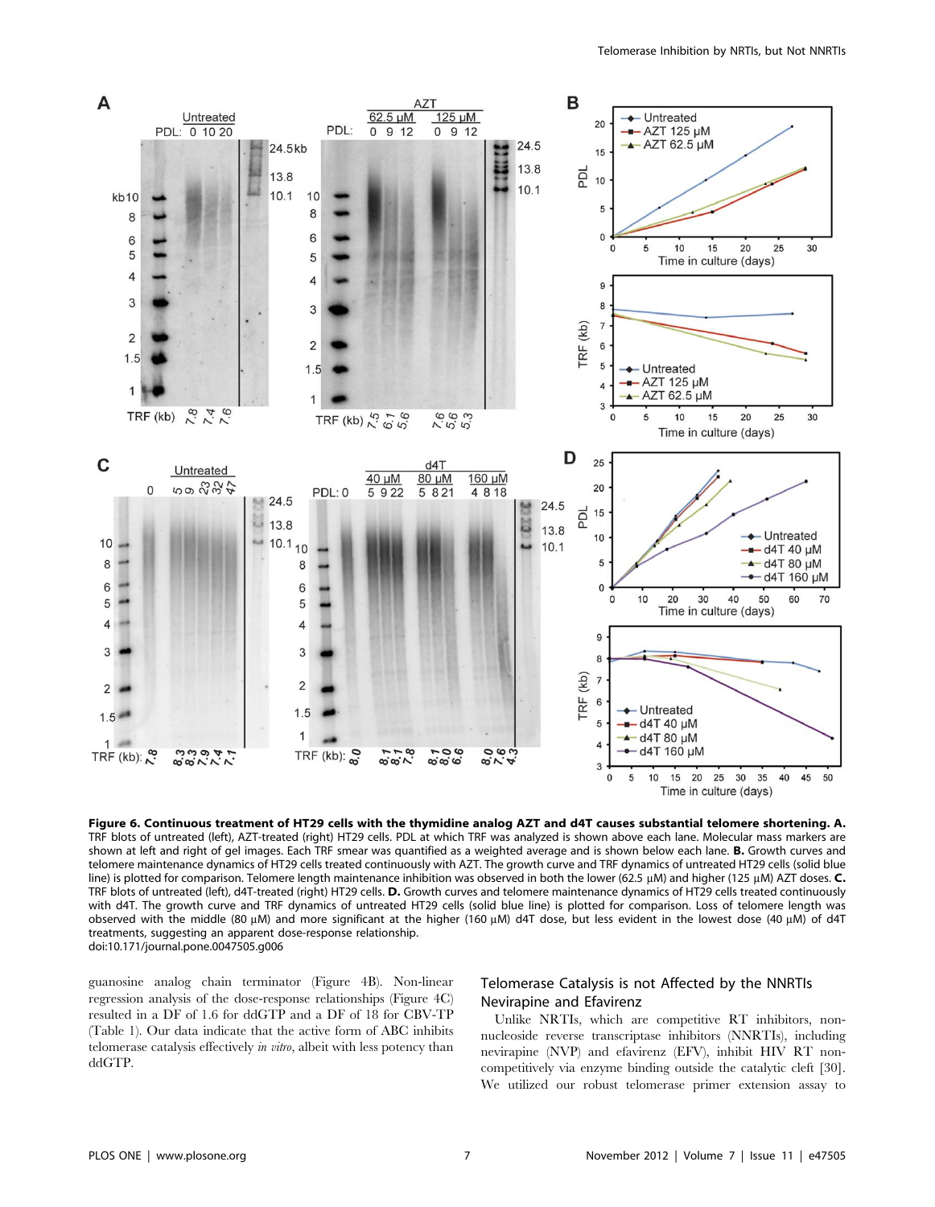**Figure 6. Continuous treatment of HT29 cells with the thymidine analog AZT and d4T causes substantial telomere shortening. A.** TRF blots of untreated (left), AZT-treated (right) HT29 cells. PDL at which TRF was analyzed is shown above each lane. Molecular mass markers are shown at left and right of gel images. Each TRF smear was quantified as a weighted average and is shown below each lane. **B.** Growth curves and telomere maintenance dynamics of HT29 cells treated continuously with AZT. The growth curve and TRF dynamics of untreated HT29 cells (solid blue line) is plotted for comparison. Telomere length maintenance inhibition was observed in both the lower (62.5 μM) and higher (125 μM) AZT doses. **C.** TRF blots of untreated (left), d4T-treated (right) HT29 cells. **D.** Growth curves and telomere maintenance dynamics of HT29 cells treated continuously with d4T. The growth curve and TRF dynamics of untreated HT29 cells (solid blue line) is plotted for comparison. Loss of telomere length was observed with the middle (80 μM) and more significant at the higher (160 μM) d4T dose, but less evident in the lowest dose (40 μM) of d4T treatments, suggesting an apparent dose-response relationship.
doi:10.1371/journal.pone.0047505.g006

guanosine analog chain terminator (Figure 4B). Non-linear regression analysis of the dose-response relationships (Figure 4C) resulted in a DF of 1.6 for ddGTP and a DF of 18 for CBV-TP (Table 1). Our data indicate that the active form of ABC inhibits telomerase catalysis effectively *in vitro*, albeit with less potency than ddGTP.

## Telomerase Catalysis is not Affected by the NNRTIs Nevirapine and Efavirenz

Unlike NRTIs, which are competitive RT inhibitors, non-nucleoside reverse transcriptase inhibitors (NNRTIs), including nevirapine (NVP) and efavirenz (EFV), inhibit HIV RT non-competitively via enzyme binding outside the catalytic cleft [30]. We utilized our robust telomerase primer extension assay to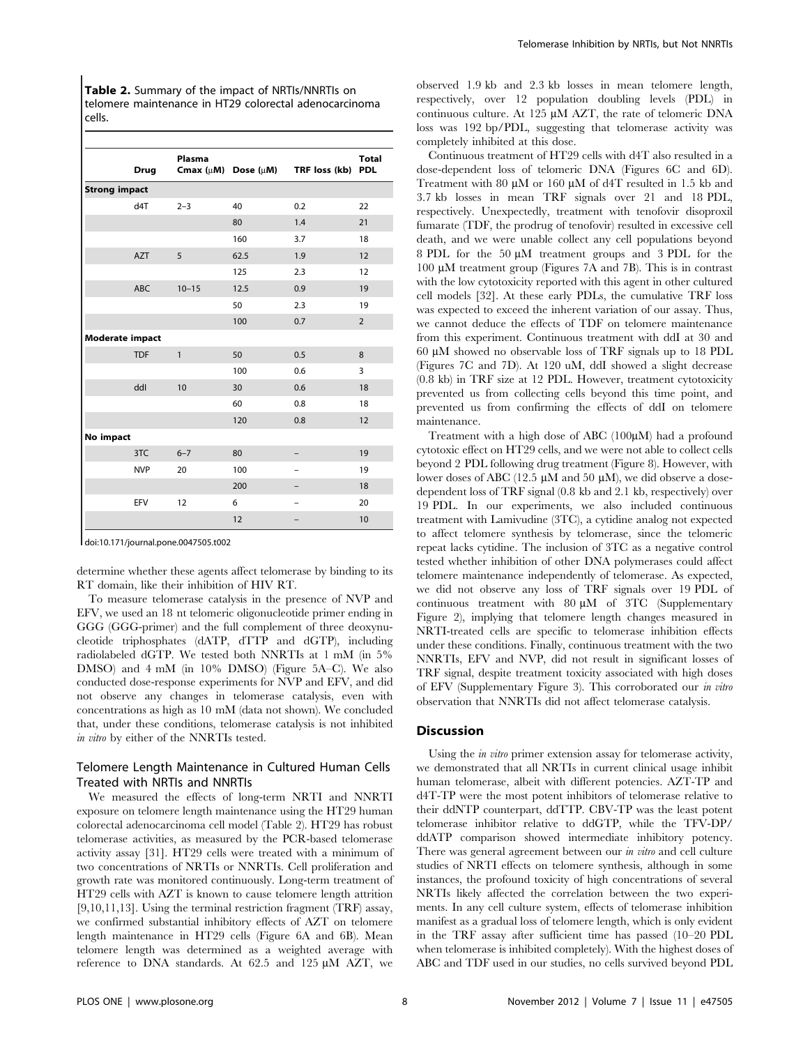**Table 2.** Summary of the impact of NRTIs/NNRTIs on telomere maintenance in HT29 colorectal adenocarcinoma cells.

| Drug | Plasma Cmax (μM) | Dose (μM) | TRF loss (kb) | Total PDL |
|---|---|---|---|---|
| **Strong impact** | | | | |
| d4T | 2–3 | 40 | 0.2 | 22 |
| | | 80 | 1.4 | 21 |
| | | 160 | 3.7 | 18 |
| AZT | 5 | 62.5 | 1.9 | 12 |
| | | 125 | 2.3 | 12 |
| ABC | 10–15 | 12.5 | 0.9 | 19 |
| | | 50 | 2.3 | 19 |
| | | 100 | 0.7 | 2 |
| **Moderate impact** | | | | |
| TDF | 1 | 50 | 0.5 | 8 |
| | | 100 | 0.6 | 3 |
| ddI | 10 | 30 | 0.6 | 18 |
| | | 60 | 0.8 | 18 |
| | | 120 | 0.8 | 12 |
| **No impact** | | | | |
| 3TC | 6–7 | 80 | – | 19 |
| NVP | 20 | 100 | – | 19 |
| | | 200 | – | 18 |
| EFV | 12 | 6 | – | 20 |
| | | 12 | – | 10 |

doi:10.171/journal.pone.0047505.t002

determine whether these agents affect telomerase by binding to its RT domain, like their inhibition of HIV RT.

To measure telomerase catalysis in the presence of NVP and EFV, we used an 18 nt telomeric oligonucleotide primer ending in GGG (GGG-primer) and the full complement of three deoxynucleotide triphosphates (dATP, dTTP and dGTP), including radiolabeled dGTP. We tested both NNRTIs at 1 mM (in 5% DMSO) and 4 mM (in 10% DMSO) (Figure 5A–C). We also conducted dose-response experiments for NVP and EFV, and did not observe any changes in telomerase catalysis, even with concentrations as high as 10 mM (data not shown). We concluded that, under these conditions, telomerase catalysis is not inhibited *in vitro* by either of the NNRTIs tested.

## Telomere Length Maintenance in Cultured Human Cells Treated with NRTIs and NNRTIs

We measured the effects of long-term NRTI and NNRTI exposure on telomere length maintenance using the HT29 human colorectal adenocarcinoma cell model (Table 2). HT29 has robust telomerase activities, as measured by the PCR-based telomerase activity assay [31]. HT29 cells were treated with a minimum of two concentrations of NRTIs or NNRTIs. Cell proliferation and growth rate was monitored continuously. Long-term treatment of HT29 cells with AZT is known to cause telomere length attrition [9,10,11,13]. Using the terminal restriction fragment (TRF) assay, we confirmed substantial inhibitory effects of AZT on telomere length maintenance in HT29 cells (Figure 6A and 6B). Mean telomere length was determined as a weighted average with reference to DNA standards. At 62.5 and 125 μM AZT, we observed 1.9 kb and 2.3 kb losses in mean telomere length, respectively, over 12 population doubling levels (PDL) in continuous culture. At 125 μM AZT, the rate of telomeric DNA loss was 192 bp/PDL, suggesting that telomerase activity was completely inhibited at this dose.

Continuous treatment of HT29 cells with d4T also resulted in a dose-dependent loss of telomeric DNA (Figures 6C and 6D). Treatment with 80 μM or 160 μM of d4T resulted in 1.5 kb and 3.7 kb losses in mean TRF signals over 21 and 18 PDL, respectively. Unexpectedly, treatment with tenofovir disoproxil fumarate (TDF, the prodrug of tenofovir) resulted in excessive cell death, and we were unable collect any cell populations beyond 8 PDL for the 50 μM treatment groups and 3 PDL for the 100 μM treatment group (Figures 7A and 7B). This is in contrast with the low cytotoxicity reported with this agent in other cultured cell models [32]. At these early PDLs, the cumulative TRF loss was expected to exceed the inherent variation of our assay. Thus, we cannot deduce the effects of TDF on telomere maintenance from this experiment. Continuous treatment with ddI at 30 and 60 μM showed no observable loss of TRF signals up to 18 PDL (Figures 7C and 7D). At 120 uM, ddI showed a slight decrease (0.8 kb) in TRF size at 12 PDL. However, treatment cytotoxicity prevented us from collecting cells beyond this time point, and prevented us from confirming the effects of ddI on telomere maintenance.

Treatment with a high dose of ABC (100μM) had a profound cytotoxic effect on HT29 cells, and we were not able to collect cells beyond 2 PDL following drug treatment (Figure 8). However, with lower doses of ABC (12.5 μM and 50 μM), we did observe a dose-dependent loss of TRF signal (0.8 kb and 2.1 kb, respectively) over 19 PDL. In our experiments, we also included continuous treatment with Lamivudine (3TC), a cytidine analog not expected to affect telomere synthesis by telomerase, since the telomeric repeat lacks cytidine. The inclusion of 3TC as a negative control tested whether inhibition of other DNA polymerases could affect telomere maintenance independently of telomerase. As expected, we did not observe any loss of TRF signals over 19 PDL of continuous treatment with 80 μM of 3TC (Supplementary Figure 2), implying that telomere length changes measured in NRTI-treated cells are specific to telomerase inhibition effects under these conditions. Finally, continuous treatment with the two NNRTIs, EFV and NVP, did not result in significant losses of TRF signal, despite treatment toxicity associated with high doses of EFV (Supplementary Figure 3). This corroborated our *in vitro* observation that NNRTIs did not affect telomerase catalysis.

## Discussion

Using the *in vitro* primer extension assay for telomerase activity, we demonstrated that all NRTIs in current clinical usage inhibit human telomerase, albeit with different potencies. AZT-TP and d4T-TP were the most potent inhibitors of telomerase relative to their ddNTP counterpart, ddTTP. CBV-TP was the least potent telomerase inhibitor relative to ddGTP, while the TFV-DP/ddATP comparison showed intermediate inhibitory potency. There was general agreement between our *in vitro* and cell culture studies of NRTI effects on telomere synthesis, although in some instances, the profound toxicity of high concentrations of several NRTIs likely affected the correlation between the two experiments. In any cell culture system, effects of telomerase inhibition manifest as a gradual loss of telomere length, which is only evident in the TRF assay after sufficient time has passed (10–20 PDL when telomerase is inhibited completely). With the highest doses of ABC and TDF used in our studies, no cells survived beyond PDL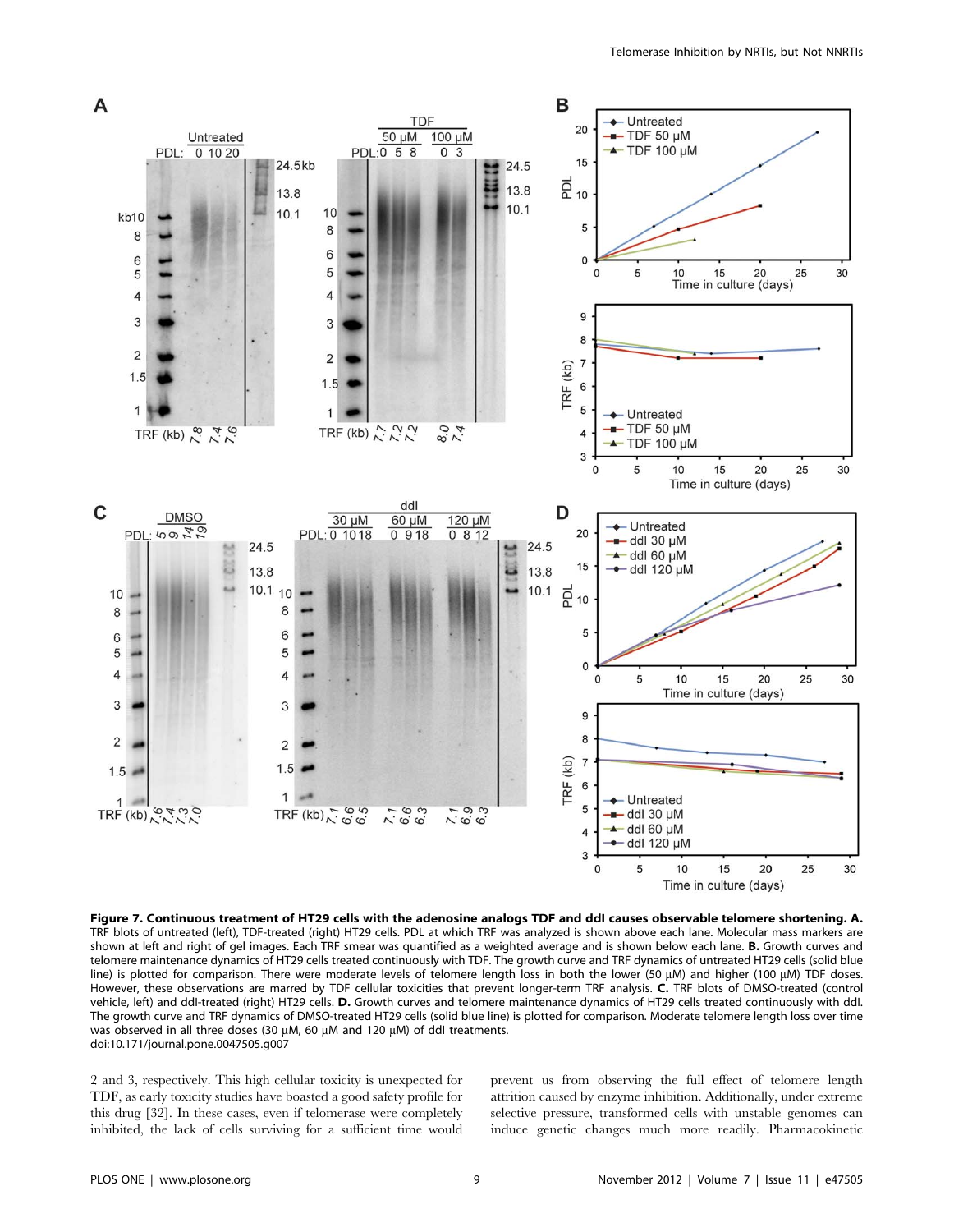**Figure 7. Continuous treatment of HT29 cells with the adenosine analogs TDF and ddI causes observable telomere shortening. A.** TRF blots of untreated (left), TDF-treated (right) HT29 cells. PDL at which TRF was analyzed is shown above each lane. Molecular mass markers are shown at left and right of gel images. Each TRF smear was quantified as a weighted average and is shown below each lane. **B.** Growth curves and telomere maintenance dynamics of HT29 cells treated continuously with TDF. The growth curve and TRF dynamics of untreated HT29 cells (solid blue line) is plotted for comparison. There were moderate levels of telomere length loss in both the lower (50 μM) and higher (100 μM) TDF doses. However, these observations are marred by TDF cellular toxicities that prevent longer-term TRF analysis. **C.** TRF blots of DMSO-treated (control vehicle, left) and ddI-treated (right) HT29 cells. **D.** Growth curves and telomere maintenance dynamics of HT29 cells treated continuously with ddI. The growth curve and TRF dynamics of DMSO-treated HT29 cells (solid blue line) is plotted for comparison. Moderate telomere length loss over time was observed in all three doses (30 μM, 60 μM and 120 μM) of ddI treatments.
doi:10.171/journal.pone.0047505.g007

2 and 3, respectively. This high cellular toxicity is unexpected for TDF, as early toxicity studies have boasted a good safety profile for this drug [32]. In these cases, even if telomerase were completely inhibited, the lack of cells surviving for a sufficient time would prevent us from observing the full effect of telomere length attrition caused by enzyme inhibition. Additionally, under extreme selective pressure, transformed cells with unstable genomes can induce genetic changes much more readily. Pharmacokinetic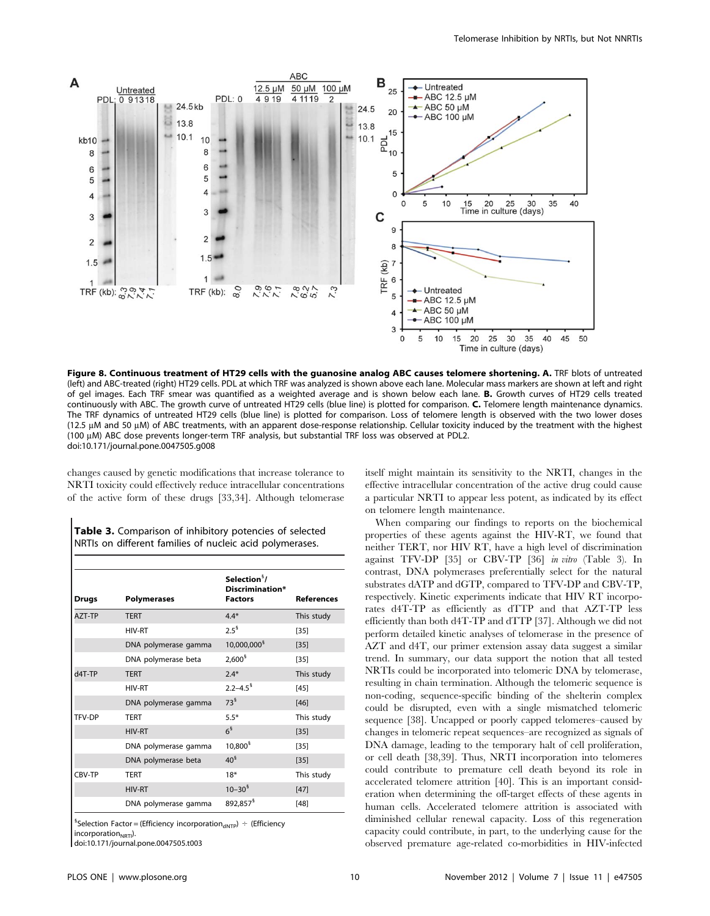**Figure 8. Continuous treatment of HT29 cells with the guanosine analog ABC causes telomere shortening. A.** TRF blots of untreated (left) and ABC-treated (right) HT29 cells. PDL at which TRF was analyzed is shown above each lane. Molecular mass markers are shown at left and right of gel images. Each TRF smear was quantified as a weighted average and is shown below each lane. **B.** Growth curves of HT29 cells treated continuously with ABC. The growth curve of untreated HT29 cells (blue line) is plotted for comparison. **C.** Telomere length maintenance dynamics. The TRF dynamics of untreated HT29 cells (blue line) is plotted for comparison. Loss of telomere length is observed with the two lower doses (12.5 µM and 50 µM) of ABC treatments, with an apparent dose-response relationship. Cellular toxicity induced by the treatment with the highest (100 µM) ABC dose prevents longer-term TRF analysis, but substantial TRF loss was observed at PDL2.
doi:10.171/journal.pone.0047505.g008

changes caused by genetic modifications that increase tolerance to NRTI toxicity could effectively reduce intracellular concentrations of the active form of these drugs [33,34]. Although telomerase itself might maintain its sensitivity to the NRTI, changes in the effective intracellular concentration of the active drug could cause a particular NRTI to appear less potent, as indicated by its effect on telomere length maintenance.

**Table 3.** Comparison of inhibitory potencies of selected NRTIs on different families of nucleic acid polymerases.

| Drugs | Polymerases | Selection$^{\$}$/ Discrimination* Factors | References |
|---|---|---|---|
| AZT-TP | TERT | 4.4* | This study |
| | HIV-RT | 2.5$^{\$}$ | [35] |
| | DNA polymerase gamma | 10,000,000$^{\$}$ | [35] |
| | DNA polymerase beta | 2,600$^{\$}$ | [35] |
| d4T-TP | TERT | 2.4* | This study |
| | HIV-RT | 2.2–4.5$^{\$}$ | [45] |
| | DNA polymerase gamma | 73$^{\$}$ | [46] |
| TFV-DP | TERT | 5.5* | This study |
| | HIV-RT | 6$^{\$}$ | [35] |
| | DNA polymerase gamma | 10,800$^{\$}$ | [35] |
| | DNA polymerase beta | 40$^{\$}$ | [35] |
| CBV-TP | TERT | 18* | This study |
| | HIV-RT | 10–30$^{\$}$ | [47] |
| | DNA polymerase gamma | 892,857$^{\$}$ | [48] |

$^{\$}$Selection Factor = (Efficiency incorporation$_{dNTP}$) ÷ (Efficiency incorporation$_{NRTI}$).
doi:10.171/journal.pone.0047505.t003

When comparing our findings to reports on the biochemical properties of these agents against the HIV-RT, we found that neither TERT, nor HIV RT, have a high level of discrimination against TFV-DP [35] or CBV-TP [36] *in vitro* (Table 3). In contrast, DNA polymerases preferentially select for the natural substrates dATP and dGTP, compared to TFV-DP and CBV-TP, respectively. Kinetic experiments indicate that HIV RT incorporates d4T-TP as efficiently as dTTP and that AZT-TP less efficiently than both d4T-TP and dTTP [37]. Although we did not perform detailed kinetic analyses of telomerase in the presence of AZT and d4T, our primer extension assay data suggest a similar trend. In summary, our data support the notion that all tested NRTIs could be incorporated into telomeric DNA by telomerase, resulting in chain termination. Although the telomeric sequence is non-coding, sequence-specific binding of the shelterin complex could be disrupted, even with a single mismatched telomeric sequence [38]. Uncapped or poorly capped telomeres–caused by changes in telomeric repeat sequences–are recognized as signals of DNA damage, leading to the temporary halt of cell proliferation, or cell death [38,39]. Thus, NRTI incorporation into telomeres could contribute to premature cell death beyond its role in accelerated telomere attrition [40]. This is an important consideration when determining the off-target effects of these agents in human cells. Accelerated telomere attrition is associated with diminished cellular renewal capacity. Loss of this regeneration capacity could contribute, in part, to the underlying cause for the observed premature age-related co-morbidities in HIV-infected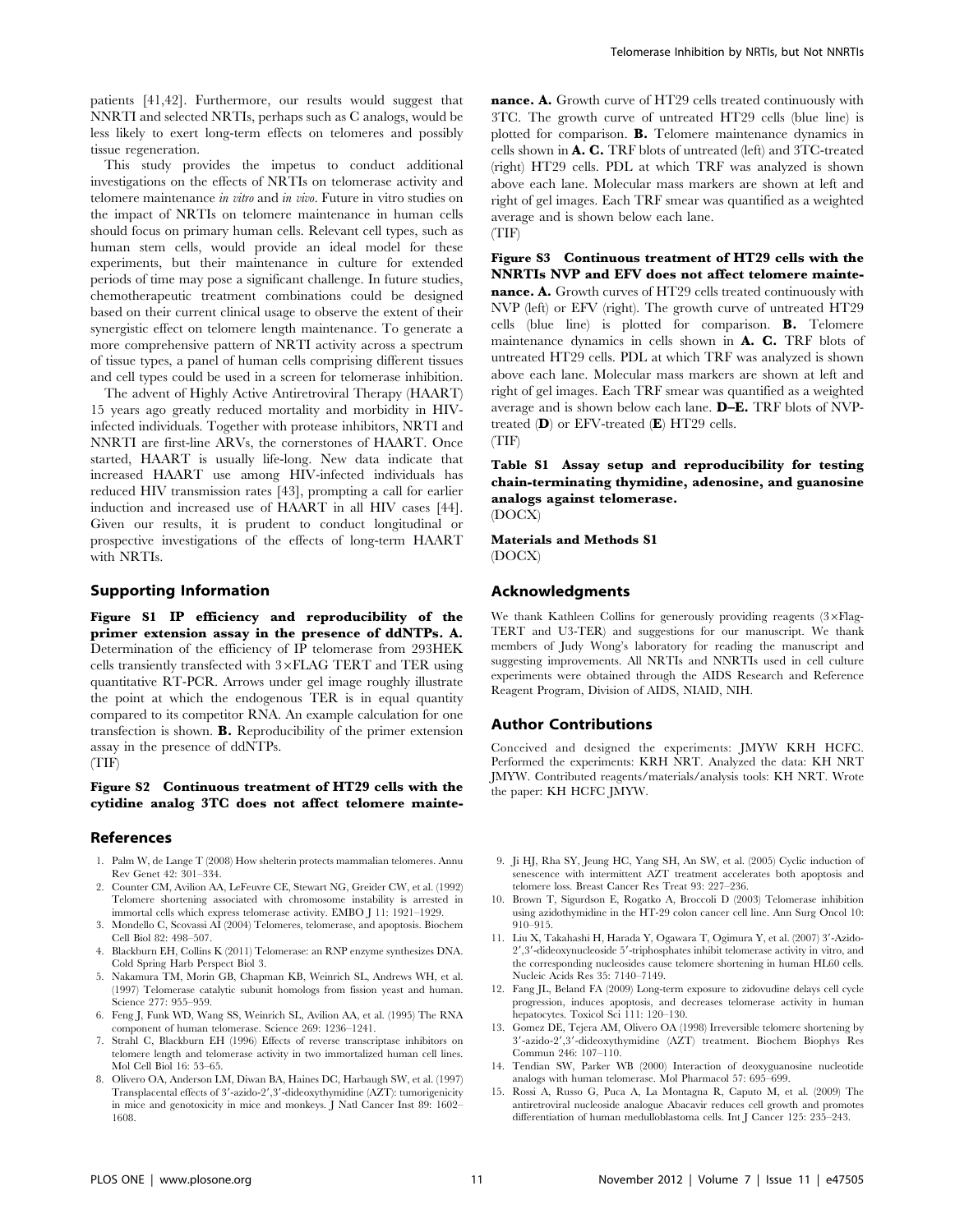patients [41,42]. Furthermore, our results would suggest that NNRTI and selected NRTIs, perhaps such as C analogs, would be less likely to exert long-term effects on telomeres and possibly tissue regeneration.

This study provides the impetus to conduct additional investigations on the effects of NRTIs on telomerase activity and telomere maintenance *in vitro* and *in vivo*. Future in vitro studies on the impact of NRTIs on telomere maintenance in human cells should focus on primary human cells. Relevant cell types, such as human stem cells, would provide an ideal model for these experiments, but their maintenance in culture for extended periods of time may pose a significant challenge. In future studies, chemotherapeutic treatment combinations could be designed based on their current clinical usage to observe the extent of their synergistic effect on telomere length maintenance. To generate a more comprehensive pattern of NRTI activity across a spectrum of tissue types, a panel of human cells comprising different tissues and cell types could be used in a screen for telomerase inhibition.

The advent of Highly Active Antiretroviral Therapy (HAART) 15 years ago greatly reduced mortality and morbidity in HIV-infected individuals. Together with protease inhibitors, NRTI and NNRTI are first-line ARVs, the cornerstones of HAART. Once started, HAART is usually life-long. New data indicate that increased HAART use among HIV-infected individuals has reduced HIV transmission rates [43], prompting a call for earlier induction and increased use of HAART in all HIV cases [44]. Given our results, it is prudent to conduct longitudinal or prospective investigations of the effects of long-term HAART with NRTIs.

## Supporting Information

**Figure S1 IP efficiency and reproducibility of the primer extension assay in the presence of ddNTPs. A.** Determination of the efficiency of IP telomerase from 293HEK cells transiently transfected with 3×FLAG TERT and TER using quantitative RT-PCR. Arrows under gel image roughly illustrate the point at which the endogenous TER is in equal quantity compared to its competitor RNA. An example calculation for one transfection is shown. **B.** Reproducibility of the primer extension assay in the presence of ddNTPs.
(TIF)

**Figure S2 Continuous treatment of HT29 cells with the cytidine analog 3TC does not affect telomere maintenance. A.** Growth curve of HT29 cells treated continuously with 3TC. The growth curve of untreated HT29 cells (blue line) is plotted for comparison. **B.** Telomere maintenance dynamics in cells shown in **A. C.** TRF blots of untreated (left) and 3TC-treated (right) HT29 cells. PDL at which TRF was analyzed is shown above each lane. Molecular mass markers are shown at left and right of gel images. Each TRF smear was quantified as a weighted average and is shown below each lane.
(TIF)

**Figure S3 Continuous treatment of HT29 cells with the NNRTIs NVP and EFV does not affect telomere maintenance. A.** Growth curves of HT29 cells treated continuously with NVP (left) or EFV (right). The growth curve of untreated HT29 cells (blue line) is plotted for comparison. **B.** Telomere maintenance dynamics in cells shown in **A. C.** TRF blots of untreated HT29 cells. PDL at which TRF was analyzed is shown above each lane. Molecular mass markers are shown at left and right of gel images. Each TRF smear was quantified as a weighted average and is shown below each lane. **D–E.** TRF blots of NVP-treated (**D**) or EFV-treated (**E**) HT29 cells.
(TIF)

**Table S1 Assay setup and reproducibility for testing chain-terminating thymidine, adenosine, and guanosine analogs against telomerase.**
(DOCX)

**Materials and Methods S1**
(DOCX)

## Acknowledgments

We thank Kathleen Collins for generously providing reagents (3×Flag-TERT and U3-TER) and suggestions for our manuscript. We thank members of Judy Wong's laboratory for reading the manuscript and suggesting improvements. All NRTIs and NNRTIs used in cell culture experiments were obtained through the AIDS Research and Reference Reagent Program, Division of AIDS, NIAID, NIH.

## Author Contributions

Conceived and designed the experiments: JMYW KRH HCFC. Performed the experiments: KRH NRT. Analyzed the data: KH NRT JMYW. Contributed reagents/materials/analysis tools: KH NRT. Wrote the paper: KH HCFC JMYW.

## References

1. Palm W, de Lange T (2008) How shelterin protects mammalian telomeres. Annu Rev Genet 42: 301–334.
2. Counter CM, Avilion AA, LeFeuvre CE, Stewart NG, Greider CW, et al. (1992) Telomere shortening associated with chromosome instability is arrested in immortal cells which express telomerase activity. EMBO J 11: 1921–1929.
3. Mondello C, Scovassi AI (2004) Telomeres, telomerase, and apoptosis. Biochem Cell Biol 82: 498–507.
4. Blackburn EH, Collins K (2011) Telomerase: an RNP enzyme synthesizes DNA. Cold Spring Harb Perspect Biol 3.
5. Nakamura TM, Morin GB, Chapman KB, Weinrich SL, Andrews WH, et al. (1997) Telomerase catalytic subunit homologs from fission yeast and human. Science 277: 955–959.
6. Feng J, Funk WD, Wang SS, Weinrich SL, Avilion AA, et al. (1995) The RNA component of human telomerase. Science 269: 1236–1241.
7. Strahl C, Blackburn EH (1996) Effects of reverse transcriptase inhibitors on telomere length and telomerase activity in two immortalized human cell lines. Mol Cell Biol 16: 53–65.
8. Olivero OA, Anderson LM, Diwan BA, Haines DC, Harbaugh SW, et al. (1997) Transplacental effects of 3′-azido-2′,3′-dideoxythymidine (AZT): tumorigenicity in mice and genotoxicity in mice and monkeys. J Natl Cancer Inst 89: 1602–1608.
9. Ji HJ, Rha SY, Jeung HC, Yang SH, An SW, et al. (2005) Cyclic induction of senescence with intermittent AZT treatment accelerates both apoptosis and telomere loss. Breast Cancer Res Treat 93: 227–236.
10. Brown T, Sigurdson E, Rogatko A, Broccoli D (2003) Telomerase inhibition using azidothymidine in the HT-29 colon cancer cell line. Ann Surg Oncol 10: 910–915.
11. Liu X, Takahashi H, Harada Y, Ogawara T, Ogimura Y, et al. (2007) 3′-Azido-2′,3′-dideoxynucleoside 5′-triphosphates inhibit telomerase activity in vitro, and the corresponding nucleosides cause telomere shortening in human HL60 cells. Nucleic Acids Res 35: 7140–7149.
12. Fang JL, Beland FA (2009) Long-term exposure to zidovudine delays cell cycle progression, induces apoptosis, and decreases telomerase activity in human hepatocytes. Toxicol Sci 111: 120–130.
13. Gomez DE, Tejera AM, Olivero OA (1998) Irreversible telomere shortening by 3′-azido-2′,3′-dideoxythymidine (AZT) treatment. Biochem Biophys Res Commun 246: 107–110.
14. Tendian SW, Parker WB (2000) Interaction of deoxyguanosine nucleotide analogs with human telomerase. Mol Pharmacol 57: 695–699.
15. Rossi A, Russo G, Puca A, La Montagna R, Caputo M, et al. (2009) The antiretroviral nucleoside analogue Abacavir reduces cell growth and promotes differentiation of human medulloblastoma cells. Int J Cancer 125: 235–243.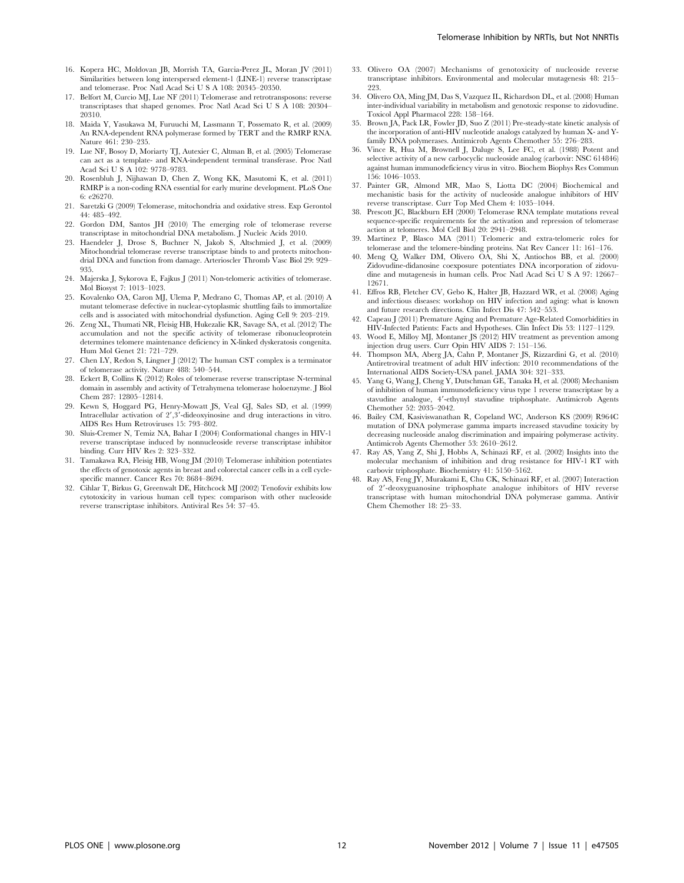16. Kopera HC, Moldovan JB, Morrish TA, Garcia-Perez JL, Moran JV (2011) Similarities between long interspersed element-1 (LINE-1) reverse transcriptase and telomerase. Proc Natl Acad Sci U S A 108: 20345–20350.
17. Belfort M, Curcio MJ, Lue NF (2011) Telomerase and retrotransposons: reverse transcriptases that shaped genomes. Proc Natl Acad Sci U S A 108: 20304–20310.
18. Maida Y, Yasukawa M, Furuuchi M, Lassmann T, Possemato R, et al. (2009) An RNA-dependent RNA polymerase formed by TERT and the RMRP RNA. Nature 461: 230–235.
19. Lue NF, Bosoy D, Moriarty TJ, Autexier C, Altman B, et al. (2005) Telomerase can act as a template- and RNA-independent terminal transferase. Proc Natl Acad Sci U S A 102: 9778–9783.
20. Rosenbluh J, Nijhawan D, Chen Z, Wong KK, Masutomi K, et al. (2011) RMRP is a non-coding RNA essential for early murine development. PLoS One 6: e26270.
21. Saretzki G (2009) Telomerase, mitochondria and oxidative stress. Exp Gerontol 44: 485–492.
22. Gordon DM, Santos JH (2010) The emerging role of telomerase reverse transcriptase in mitochondrial DNA metabolism. J Nucleic Acids 2010.
23. Haendeler J, Drose S, Buchner N, Jakob S, Altschmied J, et al. (2009) Mitochondrial telomerase reverse transcriptase binds to and protects mitochondrial DNA and function from damage. Arterioscler Thromb Vasc Biol 29: 929–935.
24. Majerska J, Sykorova E, Fajkus J (2011) Non-telomeric activities of telomerase. Mol Biosyst 7: 1013–1023.
25. Kovalenko OA, Caron MJ, Ulema P, Medrano C, Thomas AP, et al. (2010) A mutant telomerase defective in nuclear-cytoplasmic shuttling fails to immortalize cells and is associated with mitochondrial dysfunction. Aging Cell 9: 203–219.
26. Zeng XL, Thumati NR, Fleisig HB, Hukezalie KR, Savage SA, et al. (2012) The accumulation and not the specific activity of telomerase ribonucleoprotein determines telomere maintenance deficiency in X-linked dyskeratosis congenita. Hum Mol Genet 21: 721–729.
27. Chen LY, Redon S, Lingner J (2012) The human CST complex is a terminator of telomerase activity. Nature 488: 540–544.
28. Eckert B, Collins K (2012) Roles of telomerase reverse transcriptase N-terminal domain in assembly and activity of Tetrahymena telomerase holoenzyme. J Biol Chem 287: 12805–12814.
29. Kewn S, Hoggard PG, Henry-Mowatt JS, Veal GJ, Sales SD, et al. (1999) Intracellular activation of 2′,3′-dideoxyinosine and drug interactions in vitro. AIDS Res Hum Retroviruses 15: 793–802.
30. Sluis-Cremer N, Temiz NA, Bahar I (2004) Conformational changes in HIV-1 reverse transcriptase induced by nonnucleoside reverse transcriptase inhibitor binding. Curr HIV Res 2: 323–332.
31. Tamakawa RA, Fleisig HB, Wong JM (2010) Telomerase inhibition potentiates the effects of genotoxic agents in breast and colorectal cancer cells in a cell cycle-specific manner. Cancer Res 70: 8684–8694.
32. Cihlar T, Birkus G, Greenwalt DE, Hitchcock MJ (2002) Tenofovir exhibits low cytotoxicity in various human cell types: comparison with other nucleoside reverse transcriptase inhibitors. Antiviral Res 54: 37–45.
33. Olivero OA (2007) Mechanisms of genotoxicity of nucleoside reverse transcriptase inhibitors. Environmental and molecular mutagenesis 48: 215–223.
34. Olivero OA, Ming JM, Das S, Vazquez IL, Richardson DL, et al. (2008) Human inter-individual variability in metabolism and genotoxic response to zidovudine. Toxicol Appl Pharmacol 228: 158–164.
35. Brown JA, Pack LR, Fowler JD, Suo Z (2011) Pre-steady-state kinetic analysis of the incorporation of anti-HIV nucleotide analogs catalyzed by human X- and Y-family DNA polymerases. Antimicrob Agents Chemother 55: 276–283.
36. Vince R, Hua M, Brownell J, Daluge S, Lee FC, et al. (1988) Potent and selective activity of a new carbocyclic nucleoside analog (carbovir: NSC 614846) against human immunodeficiency virus in vitro. Biochem Biophys Res Commun 156: 1046–1053.
37. Painter GR, Almond MR, Mao S, Liotta DC (2004) Biochemical and mechanistic basis for the activity of nucleoside analogue inhibitors of HIV reverse transcriptase. Curr Top Med Chem 4: 1035–1044.
38. Prescott JC, Blackburn EH (2000) Telomerase RNA template mutations reveal sequence-specific requirements for the activation and repression of telomerase action at telomeres. Mol Cell Biol 20: 2941–2948.
39. Martinez P, Blasco MA (2011) Telomeric and extra-telomeric roles for telomerase and the telomere-binding proteins. Nat Rev Cancer 11: 161–176.
40. Meng Q, Walker DM, Olivero OA, Shi X, Antiochos BB, et al. (2000) Zidovudine-didanosine coexposure potentiates DNA incorporation of zidovudine and mutagenesis in human cells. Proc Natl Acad Sci U S A 97: 12667–12671.
41. Effros RB, Fletcher CV, Gebo K, Halter JB, Hazzard WR, et al. (2008) Aging and infectious diseases: workshop on HIV infection and aging: what is known and future research directions. Clin Infect Dis 47: 542–553.
42. Capeau J (2011) Premature Aging and Premature Age-Related Comorbidities in HIV-Infected Patients: Facts and Hypotheses. Clin Infect Dis 53: 1127–1129.
43. Wood E, Milloy MJ, Montaner JS (2012) HIV treatment as prevention among injection drug users. Curr Opin HIV AIDS 7: 151–156.
44. Thompson MA, Aberg JA, Cahn P, Montaner JS, Rizzardini G, et al. (2010) Antiretroviral treatment of adult HIV infection: 2010 recommendations of the International AIDS Society-USA panel. JAMA 304: 321–333.
45. Yang G, Wang J, Cheng Y, Dutschman GE, Tanaka H, et al. (2008) Mechanism of inhibition of human immunodeficiency virus type 1 reverse transcriptase by a stavudine analogue, 4′-ethynyl stavudine triphosphate. Antimicrob Agents Chemother 52: 2035–2042.
46. Bailey CM, Kasiviswanathan R, Copeland WC, Anderson KS (2009) R964C mutation of DNA polymerase gamma imparts increased stavudine toxicity by decreasing nucleoside analog discrimination and impairing polymerase activity. Antimicrob Agents Chemother 53: 2610–2612.
47. Ray AS, Yang Z, Shi J, Hobbs A, Schinazi RF, et al. (2002) Insights into the molecular mechanism of inhibition and drug resistance for HIV-1 RT with carbovir triphosphate. Biochemistry 41: 5150–5162.
48. Ray AS, Feng JY, Murakami E, Chu CK, Schinazi RF, et al. (2007) Interaction of 2′-deoxyguanosine triphosphate analogue inhibitors of HIV reverse transcriptase with human mitochondrial DNA polymerase gamma. Antivir Chem Chemother 18: 25–33.